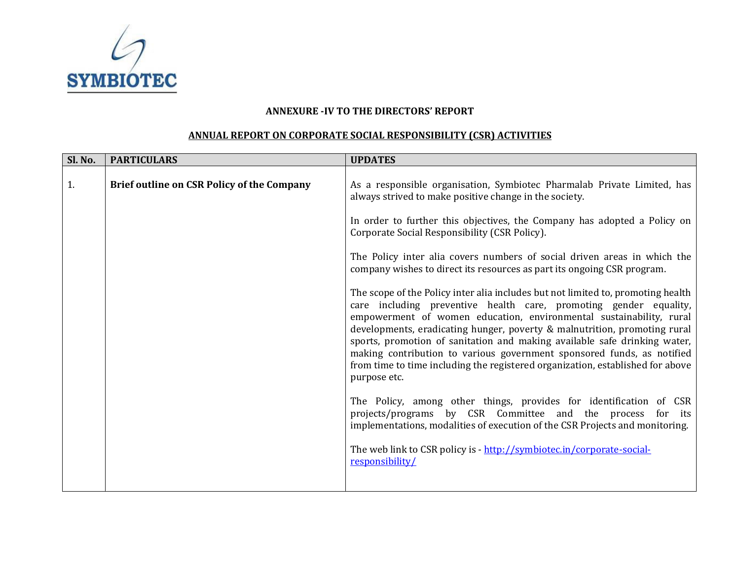SYMBIOTEC

**ANNEXURE -IV TO THE DIRECTORS' REPORT**

**ANNUAL REPORT ON CORPORATE SOCIAL RESPONSIBILITY (CSR) ACTIVITIES**

| Sl. No. | PARTICULARS | UPDATES |
|---|---|---|
| 1. | **Brief outline on CSR Policy of the Company** | As a responsible organisation, Symbiotec Pharmalab Private Limited, has always strived to make positive change in the society.<br><br>In order to further this objectives, the Company has adopted a Policy on Corporate Social Responsibility (CSR Policy).<br><br>The Policy inter alia covers numbers of social driven areas in which the company wishes to direct its resources as part its ongoing CSR program.<br><br>The scope of the Policy inter alia includes but not limited to, promoting health care including preventive health care, promoting gender equality, empowerment of women education, environmental sustainability, rural developments, eradicating hunger, poverty & malnutrition, promoting rural sports, promotion of sanitation and making available safe drinking water, making contribution to various government sponsored funds, as notified from time to time including the registered organization, established for above purpose etc.<br><br>The Policy, among other things, provides for identification of CSR projects/programs by CSR Committee and the process for its implementations, modalities of execution of the CSR Projects and monitoring.<br><br>The web link to CSR policy is - [http://symbiotec.in/corporate-social-responsibility/](http://symbiotec.in/corporate-social-responsibility/) |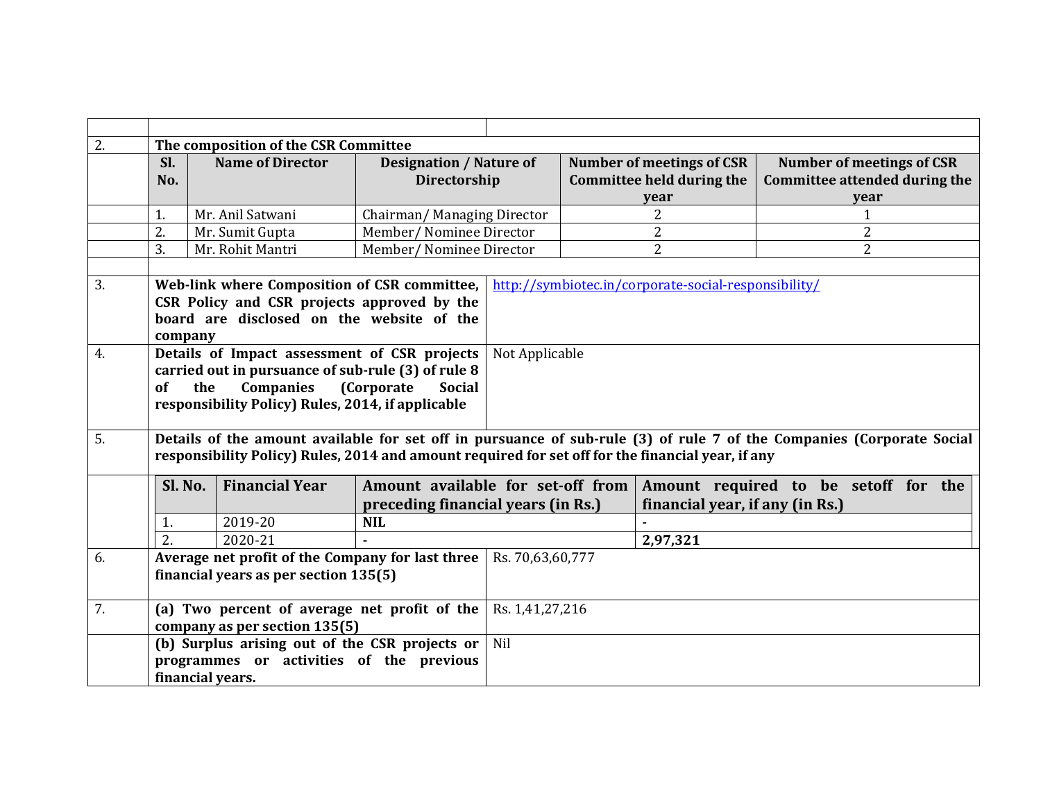| | | |
|---|---|---|
| 2. | **The composition of the CSR Committee** | |

| Sl. No. | Name of Director | Designation / Nature of Directorship | Number of meetings of CSR Committee held during the year | Number of meetings of CSR Committee attended during the year |
|---|---|---|---|---|
| 1. | Mr. Anil Satwani | Chairman/ Managing Director | 2 | 1 |
| 2. | Mr. Sumit Gupta | Member/ Nominee Director | 2 | 2 |
| 3. | Mr. Rohit Mantri | Member/ Nominee Director | 2 | 2 |

| | | |
|---|---|---|
| 3. | **Web-link where Composition of CSR committee, CSR Policy and CSR projects approved by the board are disclosed on the website of the company** | http://symbiotec.in/corporate-social-responsibility/ |
| 4. | **Details of Impact assessment of CSR projects carried out in pursuance of sub-rule (3) of rule 8 of the Companies (Corporate Social responsibility Policy) Rules, 2014, if applicable** | Not Applicable |
| 5. | **Details of the amount available for set off in pursuance of sub-rule (3) of rule 7 of the Companies (Corporate Social responsibility Policy) Rules, 2014 and amount required for set off for the financial year, if any** | |

| Sl. No. | Financial Year | Amount available for set-off from preceding financial years (in Rs.) | Amount required to be setoff for the financial year, if any (in Rs.) |
|---|---|---|---|
| 1. | 2019-20 | **NIL** | **-** |
| 2. | 2020-21 | **-** | **2,97,321** |

| | | |
|---|---|---|
| 6. | **Average net profit of the Company for last three financial years as per section 135(5)** | Rs. 70,63,60,777 |
| 7. | **(a) Two percent of average net profit of the company as per section 135(5)** | Rs. 1,41,27,216 |
| | **(b) Surplus arising out of the CSR projects or programmes or activities of the previous financial years.** | Nil |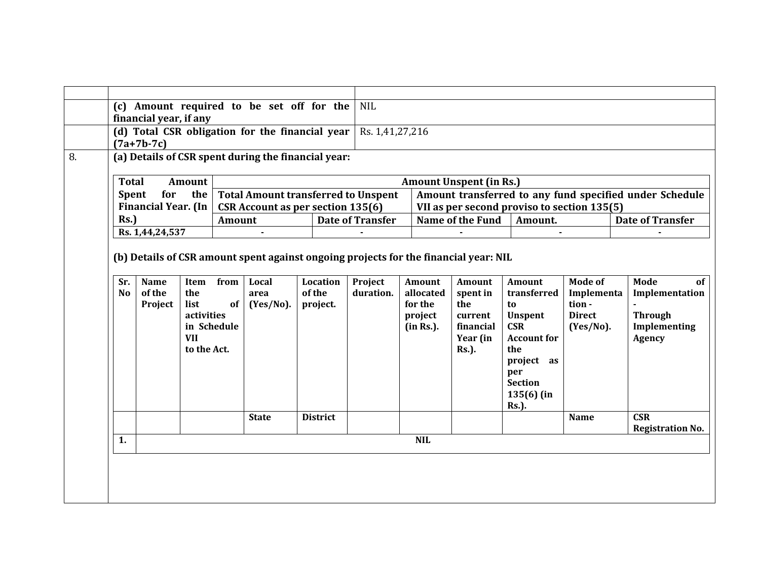| | | |
|---|---|---|
| | | |
| | **(c) Amount required to be set off for the financial year, if any** | NIL |
| | **(d) Total CSR obligation for the financial year (7a+7b-7c)** | Rs. 1,41,27,216 |
| 8. | **(a) Details of CSR spent during the financial year:** | |

| Total Amount Spent for the Financial Year. (In Rs.) | Amount Unspent (in Rs.) | | | | |
|---|---|---|---|---|---|
| | Total Amount transferred to Unspent CSR Account as per section 135(6) | | Amount transferred to any fund specified under Schedule VII as per second proviso to section 135(5) | | |
| | Amount | Date of Transfer | Name of the Fund | Amount. | Date of Transfer |
| Rs. 1,44,24,537 | - | - | - | - | - |

**(b) Details of CSR amount spent against ongoing projects for the financial year: NIL**

| Sr. No | Name of the Project | Item from the list of activities in Schedule VII to the Act. | Local area (Yes/No). | Location of the project. | | Project duration. | Amount allocated for the project (in Rs.). | Amount spent in the current financial Year (in Rs.). | Amount transferred to Unspent CSR Account for the project as per Section 135(6) (in Rs.). | Mode of Implementation - Direct (Yes/No). | Mode of Implementation - Through Implementing Agency | |
|---|---|---|---|---|---|---|---|---|---|---|---|---|
| | | | | State | District | | | | | | Name | CSR Registration No. |
| 1. | NIL | | | | | | | | | | | |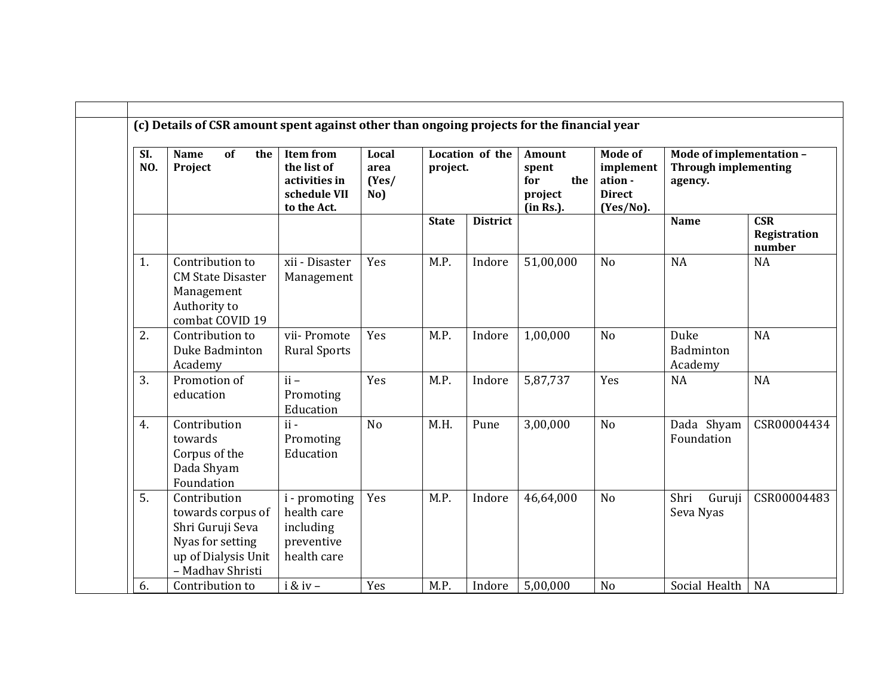**(c) Details of CSR amount spent against other than ongoing projects for the financial year**

| SI. NO. | Name of the Project | Item from the list of activities in schedule VII to the Act. | Local area (Yes/ No) | Location of the project. | | Amount spent for the project (in Rs.). | Mode of implementation - Direct (Yes/No). | Mode of implementation – Through implementing agency. | |
|---|---|---|---|---|---|---|---|---|---|
| | | | | State | District | | | Name | CSR Registration number |
| 1. | Contribution to CM State Disaster Management Authority to combat COVID 19 | xii - Disaster Management | Yes | M.P. | Indore | 51,00,000 | No | NA | NA |
| 2. | Contribution to Duke Badminton Academy | vii- Promote Rural Sports | Yes | M.P. | Indore | 1,00,000 | No | Duke Badminton Academy | NA |
| 3. | Promotion of education | ii – Promoting Education | Yes | M.P. | Indore | 5,87,737 | Yes | NA | NA |
| 4. | Contribution towards Corpus of the Dada Shyam Foundation | ii - Promoting Education | No | M.H. | Pune | 3,00,000 | No | Dada Shyam Foundation | CSR00004434 |
| 5. | Contribution towards corpus of Shri Guruji Seva Nyas for setting up of Dialysis Unit – Madhav Shristi | i - promoting health care including preventive health care | Yes | M.P. | Indore | 46,64,000 | No | Shri Guruji Seva Nyas | CSR00004483 |
| 6. | Contribution to | i & iv – | Yes | M.P. | Indore | 5,00,000 | No | Social Health | NA |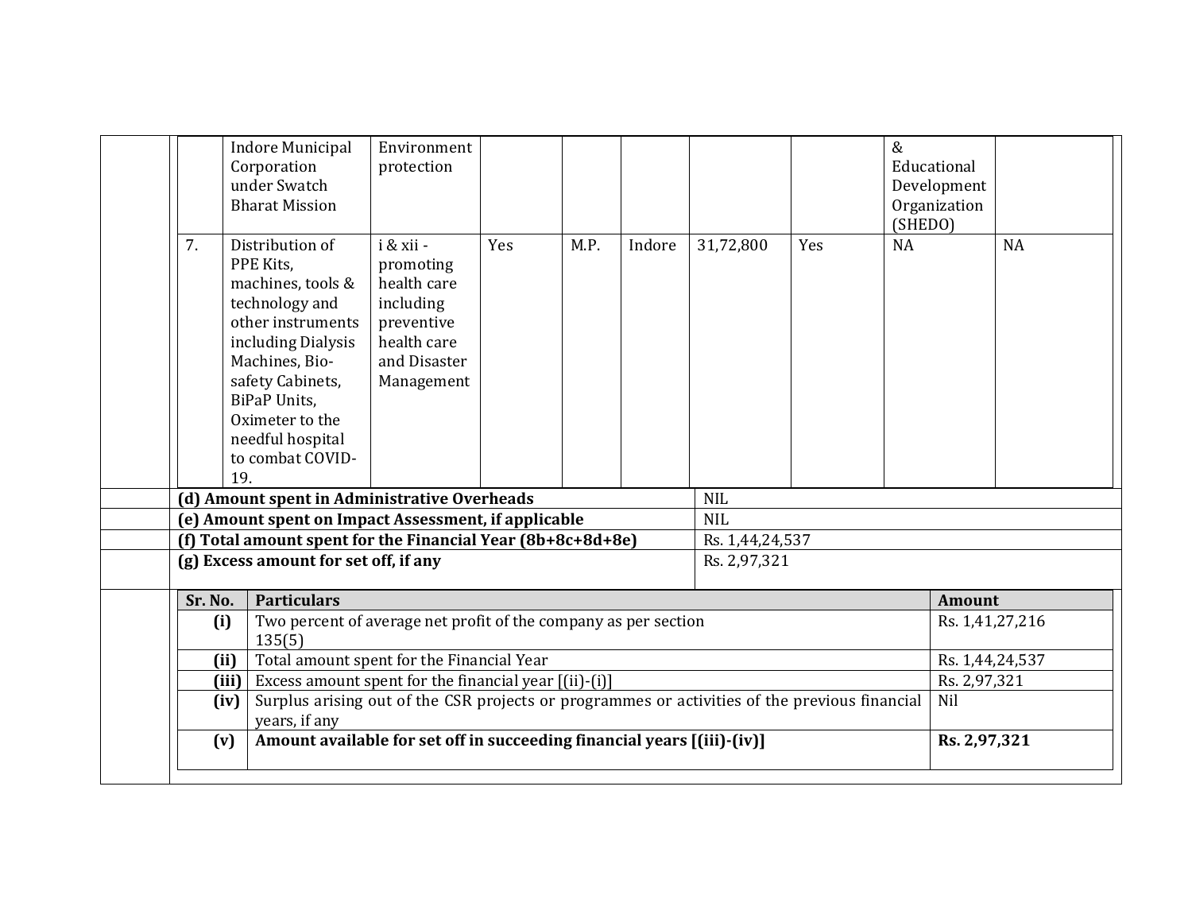|  | Indore Municipal Corporation under Swatch Bharat Mission | Environment protection |  |  |  |  |  | & Educational Development Organization (SHEDO) |  |
|---|---|---|---|---|---|---|---|---|---|
| 7. | Distribution of PPE Kits, machines, tools & technology and other instruments including Dialysis Machines, Bio-safety Cabinets, BiPaP Units, Oximeter to the needful hospital to combat COVID-19. | i & xii - promoting health care including preventive health care and Disaster Management | Yes | M.P. | Indore | 31,72,800 | Yes | NA | NA |

| | |
|---|---|
| **(d) Amount spent in Administrative Overheads** | NIL |
| **(e) Amount spent on Impact Assessment, if applicable** | NIL |
| **(f) Total amount spent for the Financial Year (8b+8c+8d+8e)** | Rs. 1,44,24,537 |
| **(g) Excess amount for set off, if any** | Rs. 2,97,321 |

| Sr. No. | Particulars | Amount |
|---|---|---|
| (i) | Two percent of average net profit of the company as per section 135(5) | Rs. 1,41,27,216 |
| (ii) | Total amount spent for the Financial Year | Rs. 1,44,24,537 |
| (iii) | Excess amount spent for the financial year [(ii)-(i)] | Rs. 2,97,321 |
| (iv) | Surplus arising out of the CSR projects or programmes or activities of the previous financial years, if any | Nil |
| (v) | **Amount available for set off in succeeding financial years [(iii)-(iv)]** | **Rs. 2,97,321** |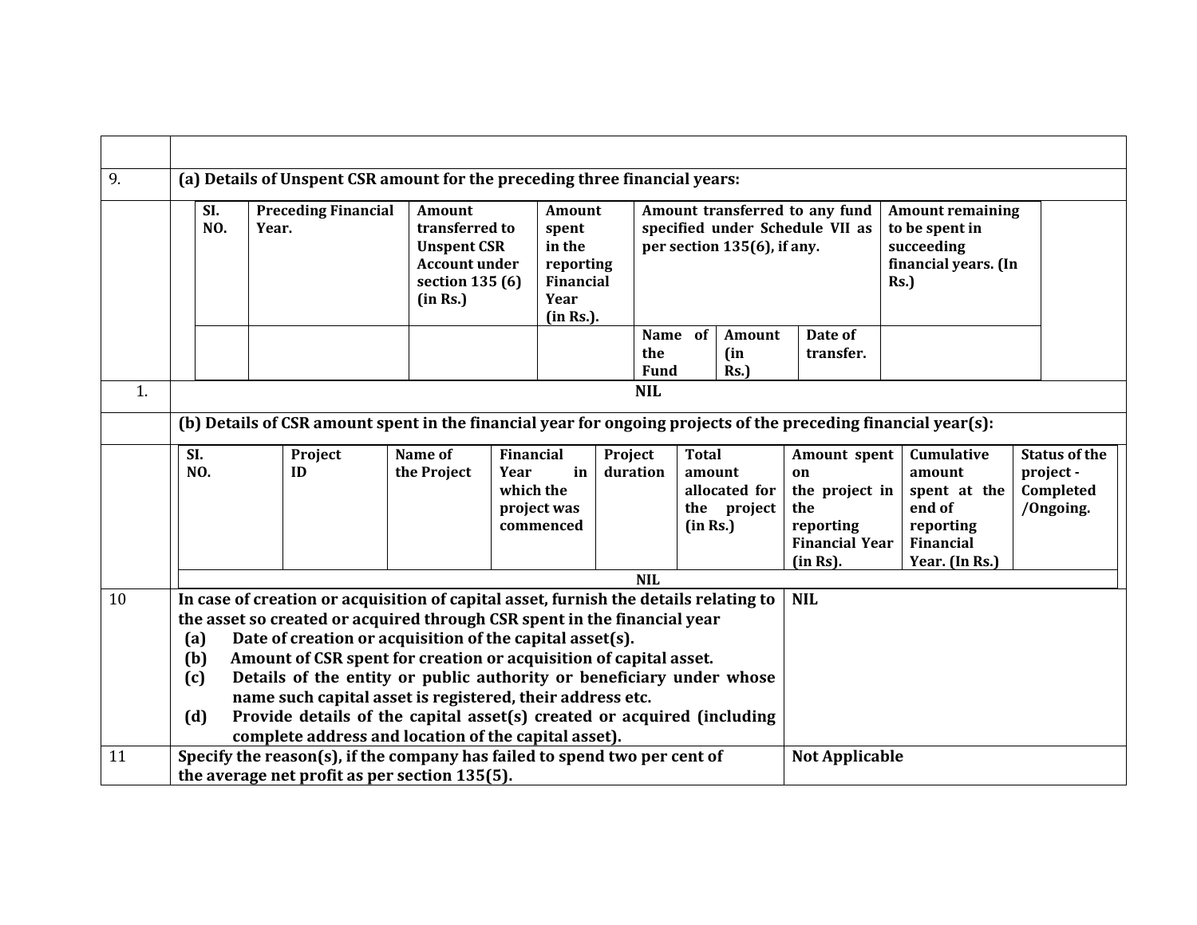| | |
|---|---|
| 9. | **(a) Details of Unspent CSR amount for the preceding three financial years:** |

| SI. NO. | Preceding Financial Year. | Amount transferred to Unspent CSR Account under section 135 (6) (in Rs.) | Amount spent in the reporting Financial Year (in Rs.). | Amount transferred to any fund specified under Schedule VII as per section 135(6), if any. | | | Amount remaining to be spent in succeeding financial years. (In Rs.) |
|---|---|---|---|---|---|---|---|
| | | | | Name of the Fund | Amount (in Rs.) | Date of transfer. | |
| 1. | NIL | | | | | | |

**(b) Details of CSR amount spent in the financial year for ongoing projects of the preceding financial year(s):**

| SI. NO. | Project ID | Name of the Project | Financial Year in which the project was commenced | Project duration | Total amount allocated for the project (in Rs.) | Amount spent on the project in the reporting Financial Year (in Rs). | Cumulative amount spent at the end of reporting Financial Year. (In Rs.) | Status of the project - Completed /Ongoing. |
|---|---|---|---|---|---|---|---|---|
| NIL | | | | | | | | |

| | | |
|---|---|---|
| 10 | **In case of creation or acquisition of capital asset, furnish the details relating to the asset so created or acquired through CSR spent in the financial year**<br>**(a) Date of creation or acquisition of the capital asset(s).**<br>**(b) Amount of CSR spent for creation or acquisition of capital asset.**<br>**(c) Details of the entity or public authority or beneficiary under whose name such capital asset is registered, their address etc.**<br>**(d) Provide details of the capital asset(s) created or acquired (including complete address and location of the capital asset).** | **NIL** |
| 11 | **Specify the reason(s), if the company has failed to spend two per cent of the average net profit as per section 135(5).** | **Not Applicable** |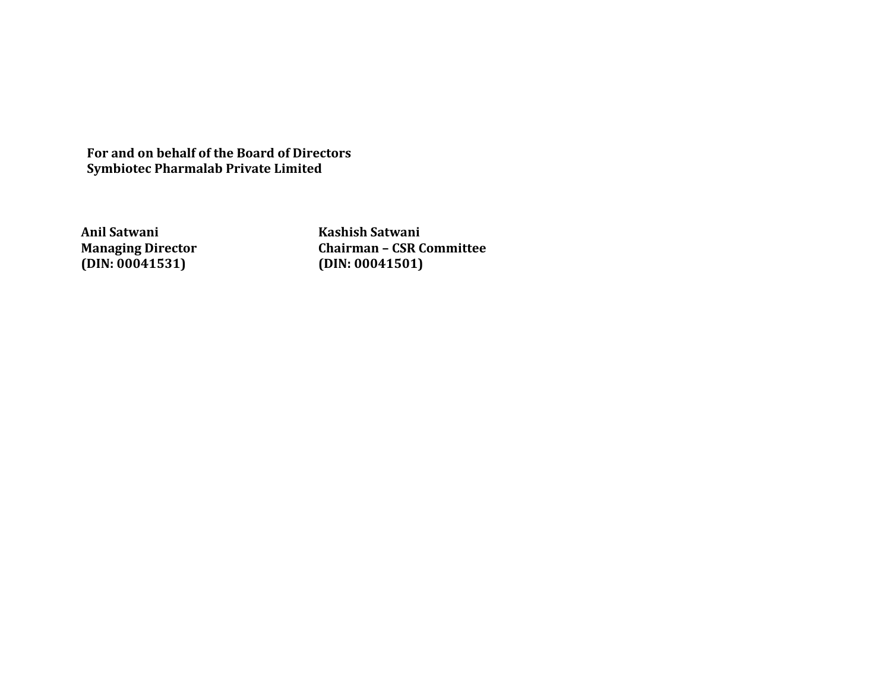**For and on behalf of the Board of Directors**
**Symbiotec Pharmalab Private Limited**

| | |
|---|---|
| **Anil Satwani** | **Kashish Satwani** |
| **Managing Director** | **Chairman – CSR Committee** |
| **(DIN: 00041531)** | **(DIN: 00041501)** |